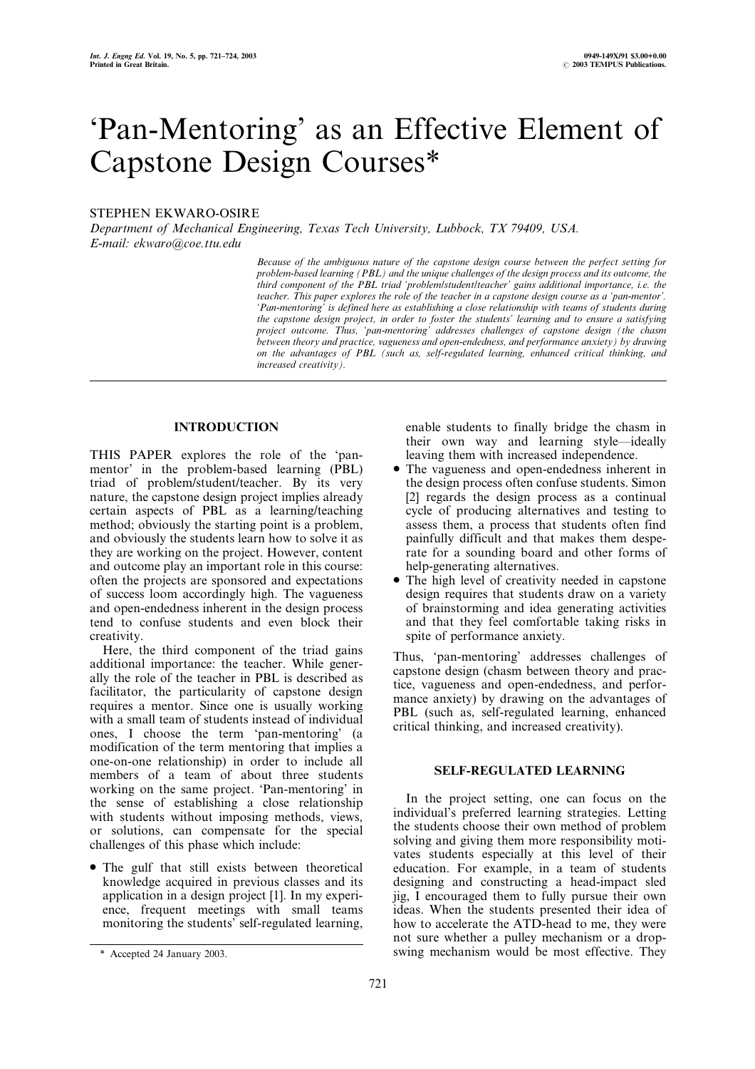# 'Pan-Mentoring' as an Effective Element of Capstone Design Courses*

STEPHEN EKWARO-OSIRE

*Department of Mechanical Engineering, Texas Tech University, Lubbock, TX 79409, USA.*
*E-mail: ekwaro@coe.ttu.edu*

*Because of the ambiguous nature of the capstone design course between the perfect setting for problem-based learning (PBL) and the unique challenges of the design process and its outcome, the third component of the PBL triad 'problem/student/teacher' gains additional importance, i.e. the teacher. This paper explores the role of the teacher in a capstone design course as a 'pan-mentor'. 'Pan-mentoring' is defined here as establishing a close relationship with teams of students during the capstone design project, in order to foster the students' learning and to ensure a satisfying project outcome. Thus, 'pan-mentoring' addresses challenges of capstone design (the chasm between theory and practice, vagueness and open-endedness, and performance anxiety) by drawing on the advantages of PBL (such as, self-regulated learning, enhanced critical thinking, and increased creativity).*

## INTRODUCTION

THIS PAPER explores the role of the 'pan-mentor' in the problem-based learning (PBL) triad of problem/student/teacher. By its very nature, the capstone design project implies already certain aspects of PBL as a learning/teaching method; obviously the starting point is a problem, and obviously the students learn how to solve it as they are working on the project. However, content and outcome play an important role in this course: often the projects are sponsored and expectations of success loom accordingly high. The vagueness and open-endedness inherent in the design process tend to confuse students and even block their creativity.

Here, the third component of the triad gains additional importance: the teacher. While generally the role of the teacher in PBL is described as facilitator, the particularity of capstone design requires a mentor. Since one is usually working with a small team of students instead of individual ones, I choose the term 'pan-mentoring' (a modification of the term mentoring that implies a one-on-one relationship) in order to include all members of a team of about three students working on the same project. 'Pan-mentoring' in the sense of establishing a close relationship with students without imposing methods, views, or solutions, can compensate for the special challenges of this phase which include:

- The gulf that still exists between theoretical knowledge acquired in previous classes and its application in a design project [1]. In my experience, frequent meetings with small teams monitoring the students' self-regulated learning, enable students to finally bridge the chasm in their own way and learning style—ideally leaving them with increased independence.
- The vagueness and open-endedness inherent in the design process often confuse students. Simon [2] regards the design process as a continual cycle of producing alternatives and testing to assess them, a process that students often find painfully difficult and that makes them desperate for a sounding board and other forms of help-generating alternatives.
- The high level of creativity needed in capstone design requires that students draw on a variety of brainstorming and idea generating activities and that they feel comfortable taking risks in spite of performance anxiety.

Thus, 'pan-mentoring' addresses challenges of capstone design (chasm between theory and practice, vagueness and open-endedness, and performance anxiety) by drawing on the advantages of PBL (such as, self-regulated learning, enhanced critical thinking, and increased creativity).

## SELF-REGULATED LEARNING

In the project setting, one can focus on the individual's preferred learning strategies. Letting the students choose their own method of problem solving and giving them more responsibility motivates students especially at this level of their education. For example, in a team of students designing and constructing a head-impact sled jig, I encouraged them to fully pursue their own ideas. When the students presented their idea of how to accelerate the ATD-head to me, they were not sure whether a pulley mechanism or a drop-swing mechanism would be most effective. They

\* Accepted 24 January 2003.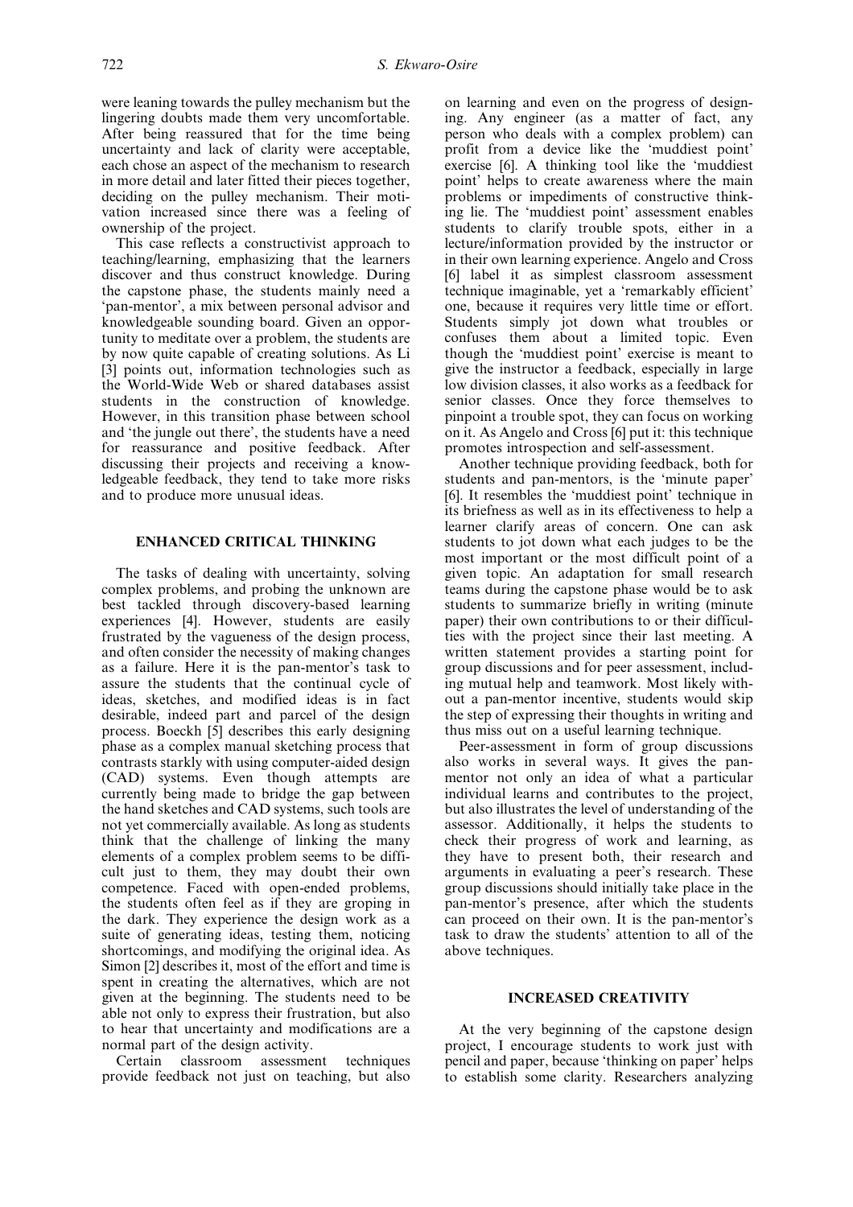were leaning towards the pulley mechanism but the lingering doubts made them very uncomfortable. After being reassured that for the time being uncertainty and lack of clarity were acceptable, each chose an aspect of the mechanism to research in more detail and later fitted their pieces together, deciding on the pulley mechanism. Their motivation increased since there was a feeling of ownership of the project.

This case reflects a constructivist approach to teaching/learning, emphasizing that the learners discover and thus construct knowledge. During the capstone phase, the students mainly need a 'pan-mentor', a mix between personal advisor and knowledgeable sounding board. Given an opportunity to meditate over a problem, the students are by now quite capable of creating solutions. As Li [3] points out, information technologies such as the World-Wide Web or shared databases assist students in the construction of knowledge. However, in this transition phase between school and 'the jungle out there', the students have a need for reassurance and positive feedback. After discussing their projects and receiving a knowledgeable feedback, they tend to take more risks and to produce more unusual ideas.

## ENHANCED CRITICAL THINKING

The tasks of dealing with uncertainty, solving complex problems, and probing the unknown are best tackled through discovery-based learning experiences [4]. However, students are easily frustrated by the vagueness of the design process, and often consider the necessity of making changes as a failure. Here it is the pan-mentor's task to assure the students that the continual cycle of ideas, sketches, and modified ideas is in fact desirable, indeed part and parcel of the design process. Boeckh [5] describes this early designing phase as a complex manual sketching process that contrasts starkly with using computer-aided design (CAD) systems. Even though attempts are currently being made to bridge the gap between the hand sketches and CAD systems, such tools are not yet commercially available. As long as students think that the challenge of linking the many elements of a complex problem seems to be difficult just to them, they may doubt their own competence. Faced with open-ended problems, the students often feel as if they are groping in the dark. They experience the design work as a suite of generating ideas, testing them, noticing shortcomings, and modifying the original idea. As Simon [2] describes it, most of the effort and time is spent in creating the alternatives, which are not given at the beginning. The students need to be able not only to express their frustration, but also to hear that uncertainty and modifications are a normal part of the design activity.

Certain classroom assessment techniques provide feedback not just on teaching, but also on learning and even on the progress of designing. Any engineer (as a matter of fact, any person who deals with a complex problem) can profit from a device like the 'muddiest point' exercise [6]. A thinking tool like the 'muddiest point' helps to create awareness where the main problems or impediments of constructive thinking lie. The 'muddiest point' assessment enables students to clarify trouble spots, either in a lecture/information provided by the instructor or in their own learning experience. Angelo and Cross [6] label it as simplest classroom assessment technique imaginable, yet a 'remarkably efficient' one, because it requires very little time or effort. Students simply jot down what troubles or confuses them about a limited topic. Even though the 'muddiest point' exercise is meant to give the instructor a feedback, especially in large low division classes, it also works as a feedback for senior classes. Once they force themselves to pinpoint a trouble spot, they can focus on working on it. As Angelo and Cross [6] put it: this technique promotes introspection and self-assessment.

Another technique providing feedback, both for students and pan-mentors, is the 'minute paper' [6]. It resembles the 'muddiest point' technique in its briefness as well as in its effectiveness to help a learner clarify areas of concern. One can ask students to jot down what each judges to be the most important or the most difficult point of a given topic. An adaptation for small research teams during the capstone phase would be to ask students to summarize briefly in writing (minute paper) their own contributions to or their difficulties with the project since their last meeting. A written statement provides a starting point for group discussions and for peer assessment, including mutual help and teamwork. Most likely without a pan-mentor incentive, students would skip the step of expressing their thoughts in writing and thus miss out on a useful learning technique.

Peer-assessment in form of group discussions also works in several ways. It gives the pan-mentor not only an idea of what a particular individual learns and contributes to the project, but also illustrates the level of understanding of the assessor. Additionally, it helps the students to check their progress of work and learning, as they have to present both, their research and arguments in evaluating a peer's research. These group discussions should initially take place in the pan-mentor's presence, after which the students can proceed on their own. It is the pan-mentor's task to draw the students' attention to all of the above techniques.

## INCREASED CREATIVITY

At the very beginning of the capstone design project, I encourage students to work just with pencil and paper, because 'thinking on paper' helps to establish some clarity. Researchers analyzing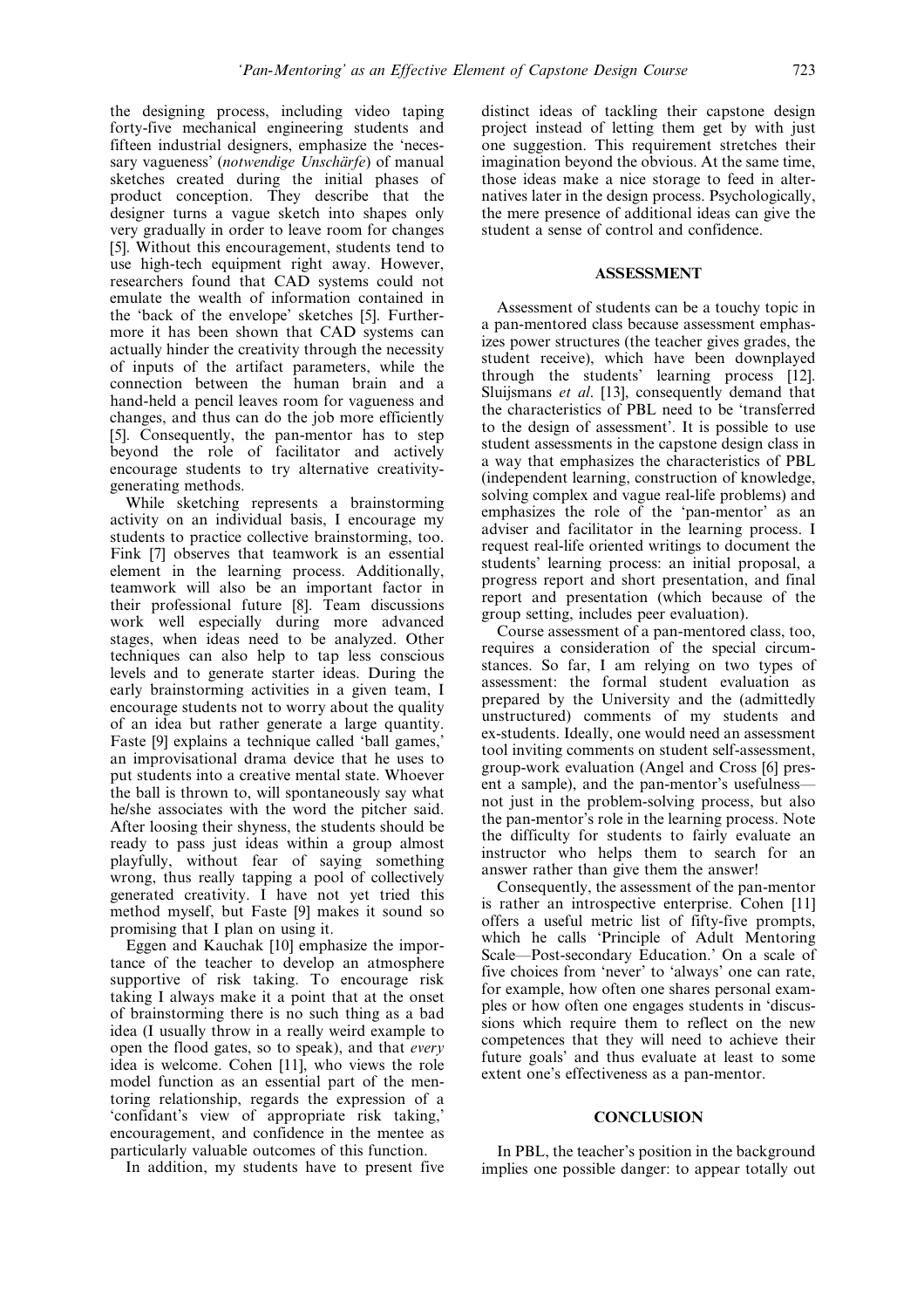the designing process, including video taping forty-five mechanical engineering students and fifteen industrial designers, emphasize the 'necessary vagueness' (*notwendige Unschärfe*) of manual sketches created during the initial phases of product conception. They describe that the designer turns a vague sketch into shapes only very gradually in order to leave room for changes [5]. Without this encouragement, students tend to use high-tech equipment right away. However, researchers found that CAD systems could not emulate the wealth of information contained in the 'back of the envelope' sketches [5]. Furthermore it has been shown that CAD systems can actually hinder the creativity through the necessity of inputs of the artifact parameters, while the connection between the human brain and a hand-held a pencil leaves room for vagueness and changes, and thus can do the job more efficiently [5]. Consequently, the pan-mentor has to step beyond the role of facilitator and actively encourage students to try alternative creativity-generating methods.

While sketching represents a brainstorming activity on an individual basis, I encourage my students to practice collective brainstorming, too. Fink [7] observes that teamwork is an essential element in the learning process. Additionally, teamwork will also be an important factor in their professional future [8]. Team discussions work well especially during more advanced stages, when ideas need to be analyzed. Other techniques can also help to tap less conscious levels and to generate starter ideas. During the early brainstorming activities in a given team, I encourage students not to worry about the quality of an idea but rather generate a large quantity. Faste [9] explains a technique called 'ball games,' an improvisational drama device that he uses to put students into a creative mental state. Whoever the ball is thrown to, will spontaneously say what he/she associates with the word the pitcher said. After loosing their shyness, the students should be ready to pass just ideas within a group almost playfully, without fear of saying something wrong, thus really tapping a pool of collectively generated creativity. I have not yet tried this method myself, but Faste [9] makes it sound so promising that I plan on using it.

Eggen and Kauchak [10] emphasize the importance of the teacher to develop an atmosphere supportive of risk taking. To encourage risk taking I always make it a point that at the onset of brainstorming there is no such thing as a bad idea (I usually throw in a really weird example to open the flood gates, so to speak), and that *every* idea is welcome. Cohen [11], who views the role model function as an essential part of the mentoring relationship, regards the expression of a 'confidant's view of appropriate risk taking,' encouragement, and confidence in the mentee as particularly valuable outcomes of this function.

In addition, my students have to present five distinct ideas of tackling their capstone design project instead of letting them get by with just one suggestion. This requirement stretches their imagination beyond the obvious. At the same time, those ideas make a nice storage to feed in alternatives later in the design process. Psychologically, the mere presence of additional ideas can give the student a sense of control and confidence.

## ASSESSMENT

Assessment of students can be a touchy topic in a pan-mentored class because assessment emphasizes power structures (the teacher gives grades, the student receive), which have been downplayed through the students' learning process [12]. Sluijsmans *et al*. [13], consequently demand that the characteristics of PBL need to be 'transferred to the design of assessment'. It is possible to use student assessments in the capstone design class in a way that emphasizes the characteristics of PBL (independent learning, construction of knowledge, solving complex and vague real-life problems) and emphasizes the role of the 'pan-mentor' as an adviser and facilitator in the learning process. I request real-life oriented writings to document the students' learning process: an initial proposal, a progress report and short presentation, and final report and presentation (which because of the group setting, includes peer evaluation).

Course assessment of a pan-mentored class, too, requires a consideration of the special circumstances. So far, I am relying on two types of assessment: the formal student evaluation as prepared by the University and the (admittedly unstructured) comments of my students and ex-students. Ideally, one would need an assessment tool inviting comments on student self-assessment, group-work evaluation (Angel and Cross [6] present a sample), and the pan-mentor's usefulness—not just in the problem-solving process, but also the pan-mentor's role in the learning process. Note the difficulty for students to fairly evaluate an instructor who helps them to search for an answer rather than give them the answer!

Consequently, the assessment of the pan-mentor is rather an introspective enterprise. Cohen [11] offers a useful metric list of fifty-five prompts, which he calls 'Principle of Adult Mentoring Scale—Post-secondary Education.' On a scale of five choices from 'never' to 'always' one can rate, for example, how often one shares personal examples or how often one engages students in 'discussions which require them to reflect on the new competences that they will need to achieve their future goals' and thus evaluate at least to some extent one's effectiveness as a pan-mentor.

## CONCLUSION

In PBL, the teacher's position in the background implies one possible danger: to appear totally out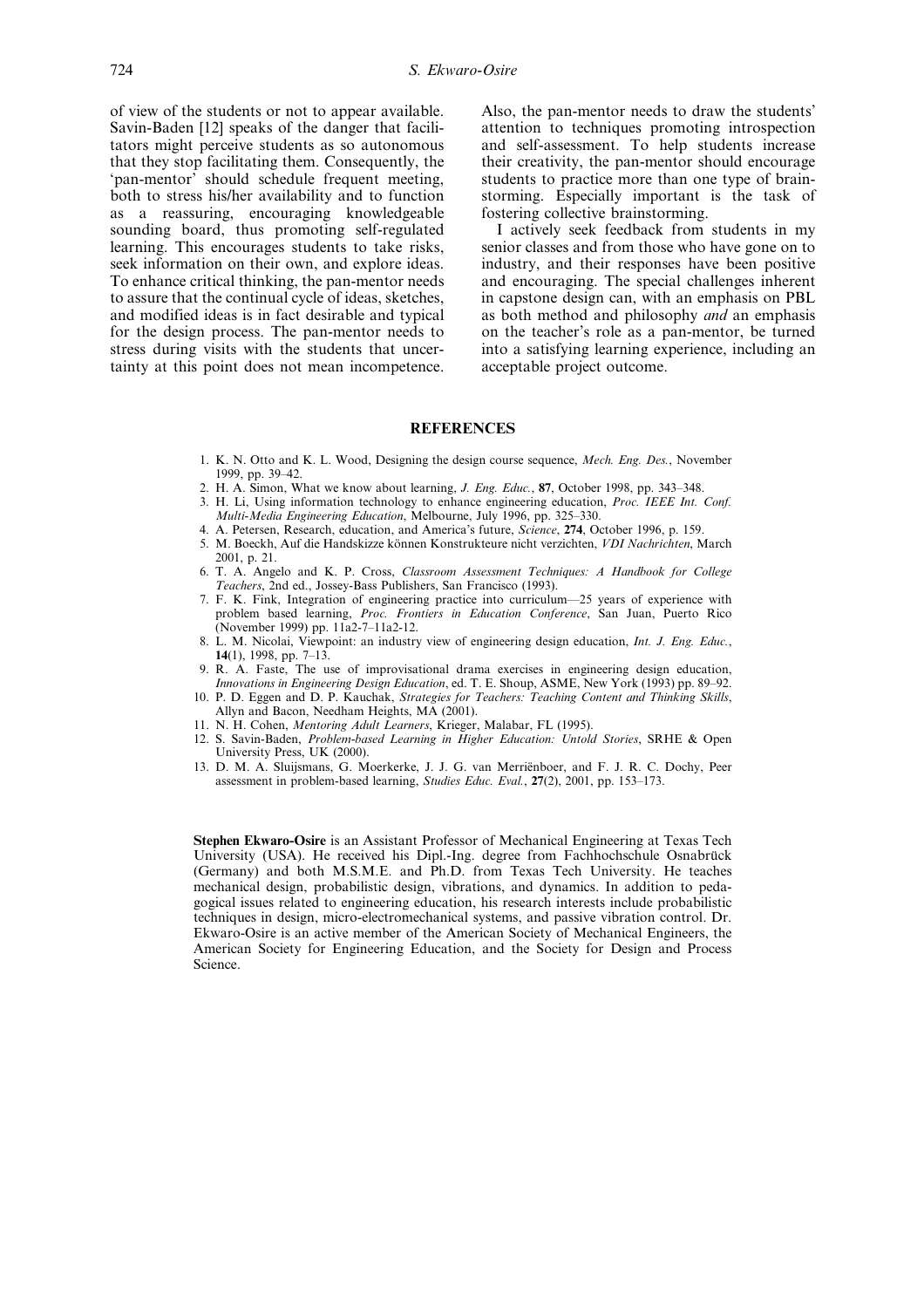of view of the students or not to appear available. Savin-Baden [12] speaks of the danger that facilitators might perceive students as so autonomous that they stop facilitating them. Consequently, the 'pan-mentor' should schedule frequent meeting, both to stress his/her availability and to function as a reassuring, encouraging knowledgeable sounding board, thus promoting self-regulated learning. This encourages students to take risks, seek information on their own, and explore ideas. To enhance critical thinking, the pan-mentor needs to assure that the continual cycle of ideas, sketches, and modified ideas is in fact desirable and typical for the design process. The pan-mentor needs to stress during visits with the students that uncertainty at this point does not mean incompetence. Also, the pan-mentor needs to draw the students' attention to techniques promoting introspection and self-assessment. To help students increase their creativity, the pan-mentor should encourage students to practice more than one type of brainstorming. Especially important is the task of fostering collective brainstorming.

I actively seek feedback from students in my senior classes and from those who have gone on to industry, and their responses have been positive and encouraging. The special challenges inherent in capstone design can, with an emphasis on PBL as both method and philosophy *and* an emphasis on the teacher's role as a pan-mentor, be turned into a satisfying learning experience, including an acceptable project outcome.

## REFERENCES

1. K. N. Otto and K. L. Wood, Designing the design course sequence, *Mech. Eng. Des.*, November 1999, pp. 39–42.
2. H. A. Simon, What we know about learning, *J. Eng. Educ.*, **87**, October 1998, pp. 343–348.
3. H. Li, Using information technology to enhance engineering education, *Proc. IEEE Int. Conf. Multi-Media Engineering Education*, Melbourne, July 1996, pp. 325–330.
4. A. Petersen, Research, education, and America's future, *Science*, **274**, October 1996, p. 159.
5. M. Boeckh, Auf die Handskizze können Konstrukteure nicht verzichten, *VDI Nachrichten*, March 2001, p. 21.
6. T. A. Angelo and K. P. Cross, *Classroom Assessment Techniques: A Handbook for College Teachers*, 2nd ed., Jossey-Bass Publishers, San Francisco (1993).
7. F. K. Fink, Integration of engineering practice into curriculum—25 years of experience with problem based learning, *Proc. Frontiers in Education Conference*, San Juan, Puerto Rico (November 1999) pp. 11a2-7–11a2-12.
8. L. M. Nicolai, Viewpoint: an industry view of engineering design education, *Int. J. Eng. Educ.*, **14**(1), 1998, pp. 7–13.
9. R. A. Faste, The use of improvisational drama exercises in engineering design education, *Innovations in Engineering Design Education*, ed. T. E. Shoup, ASME, New York (1993) pp. 89–92.
10. P. D. Eggen and D. P. Kauchak, *Strategies for Teachers: Teaching Content and Thinking Skills*, Allyn and Bacon, Needham Heights, MA (2001).
11. N. H. Cohen, *Mentoring Adult Learners*, Krieger, Malabar, FL (1995).
12. S. Savin-Baden, *Problem-based Learning in Higher Education: Untold Stories*, SRHE & Open University Press, UK (2000).
13. D. M. A. Sluijsmans, G. Moerkerke, J. J. G. van Merriënboer, and F. J. R. C. Dochy, Peer assessment in problem-based learning, *Studies Educ. Eval.*, **27**(2), 2001, pp. 153–173.

**Stephen Ekwaro-Osire** is an Assistant Professor of Mechanical Engineering at Texas Tech University (USA). He received his Dipl.-Ing. degree from Fachhochschule Osnabrück (Germany) and both M.S.M.E. and Ph.D. from Texas Tech University. He teaches mechanical design, probabilistic design, vibrations, and dynamics. In addition to pedagogical issues related to engineering education, his research interests include probabilistic techniques in design, micro-electromechanical systems, and passive vibration control. Dr. Ekwaro-Osire is an active member of the American Society of Mechanical Engineers, the American Society for Engineering Education, and the Society for Design and Process Science.